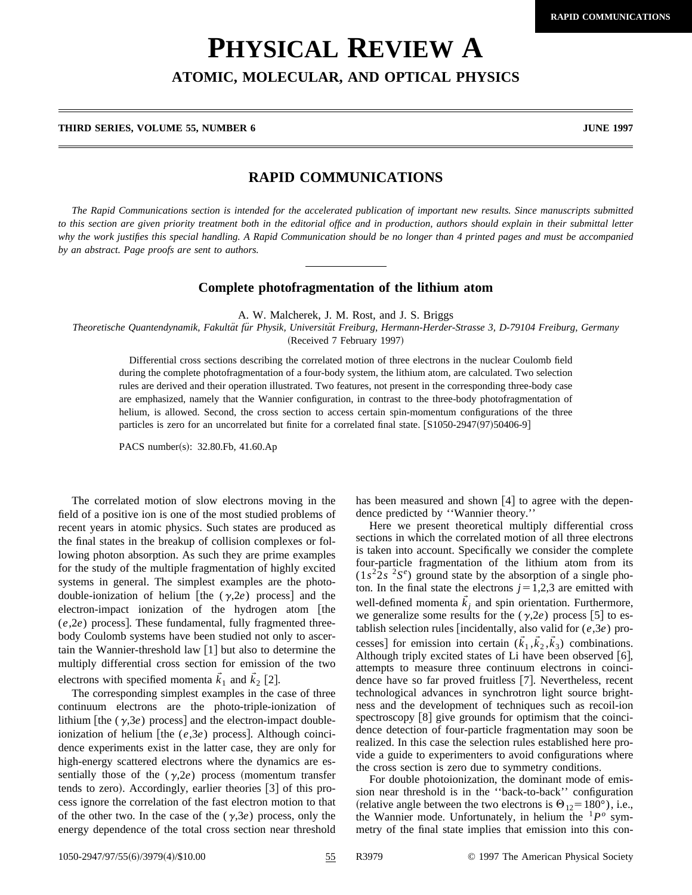RAPID COMMUNICATIONS

# PHYSICAL REVIEW A

## ATOMIC, MOLECULAR, AND OPTICAL PHYSICS

**THIRD SERIES, VOLUME 55, NUMBER 6** **JUNE 1997**

## RAPID COMMUNICATIONS

*The Rapid Communications section is intended for the accelerated publication of important new results. Since manuscripts submitted to this section are given priority treatment both in the editorial office and in production, authors should explain in their submittal letter why the work justifies this special handling. A Rapid Communication should be no longer than 4 printed pages and must be accompanied by an abstract. Page proofs are sent to authors.*

---

### Complete photofragmentation of the lithium atom

A. W. Malcherek, J. M. Rost, and J. S. Briggs

*Theoretische Quantendynamik, Fakultät für Physik, Universität Freiburg, Hermann-Herder-Strasse 3, D-79104 Freiburg, Germany*

(Received 7 February 1997)

Differential cross sections describing the correlated motion of three electrons in the nuclear Coulomb field during the complete photofragmentation of a four-body system, the lithium atom, are calculated. Two selection rules are derived and their operation illustrated. Two features, not present in the corresponding three-body case are emphasized, namely that the Wannier configuration, in contrast to the three-body photofragmentation of helium, is allowed. Second, the cross section to access certain spin-momentum configurations of the three particles is zero for an uncorrelated but finite for a correlated final state. [S1050-2947(97)50406-9]

PACS number(s): 32.80.Fb, 41.60.Ap

The correlated motion of slow electrons moving in the field of a positive ion is one of the most studied problems of recent years in atomic physics. Such states are produced as the final states in the breakup of collision complexes or following photon absorption. As such they are prime examples for the study of the multiple fragmentation of highly excited systems in general. The simplest examples are the photo-double-ionization of helium [the $(\gamma,2e)$ process] and the electron-impact ionization of the hydrogen atom [the $(e,2e)$ process]. These fundamental, fully fragmented three-body Coulomb systems have been studied not only to ascertain the Wannier-threshold law [1] but also to determine the multiply differential cross section for emission of the two electrons with specified momenta $\vec{k}_1$ and $\vec{k}_2$ [2].

The corresponding simplest examples in the case of three continuum electrons are the photo-triple-ionization of lithium [the $(\gamma,3e)$ process] and the electron-impact double-ionization of helium [the $(e,3e)$ process]. Although coincidence experiments exist in the latter case, they are only for high-energy scattered electrons where the dynamics are essentially those of the $(\gamma,2e)$ process (momentum transfer tends to zero). Accordingly, earlier theories [3] of this process ignore the correlation of the fast electron motion to that of the other two. In the case of the $(\gamma,3e)$ process, only the energy dependence of the total cross section near threshold has been measured and shown [4] to agree with the dependence predicted by ''Wannier theory.''

Here we present theoretical multiply differential cross sections in which the correlated motion of all three electrons is taken into account. Specifically we consider the complete four-particle fragmentation of the lithium atom from its $(1s^2 2s\ ^2S^e)$ ground state by the absorption of a single photon. In the final state the electrons $j=1,2,3$ are emitted with well-defined momenta $\vec{k}_j$ and spin orientation. Furthermore, we generalize some results for the $(\gamma,2e)$ process [5] to establish selection rules [incidentally, also valid for $(e,3e)$ processes] for emission into certain $(\vec{k}_1,\vec{k}_2,\vec{k}_3)$ combinations. Although triply excited states of Li have been observed [6], attempts to measure three continuum electrons in coincidence have so far proved fruitless [7]. Nevertheless, recent technological advances in synchrotron light source brightness and the development of techniques such as recoil-ion spectroscopy [8] give grounds for optimism that the coincidence detection of four-particle fragmentation may soon be realized. In this case the selection rules established here provide a guide to experimenters to avoid configurations where the cross section is zero due to symmetry conditions.

For double photoionization, the dominant mode of emission near threshold is in the ''back-to-back'' configuration (relative angle between the two electrons is $\Theta_{12}=180°$), i.e., the Wannier mode. Unfortunately, in helium the $^1P^o$ symmetry of the final state implies that emission into this con-

1050-2947/97/55(6)/3979(4)/$10.00 © 1997 The American Physical Society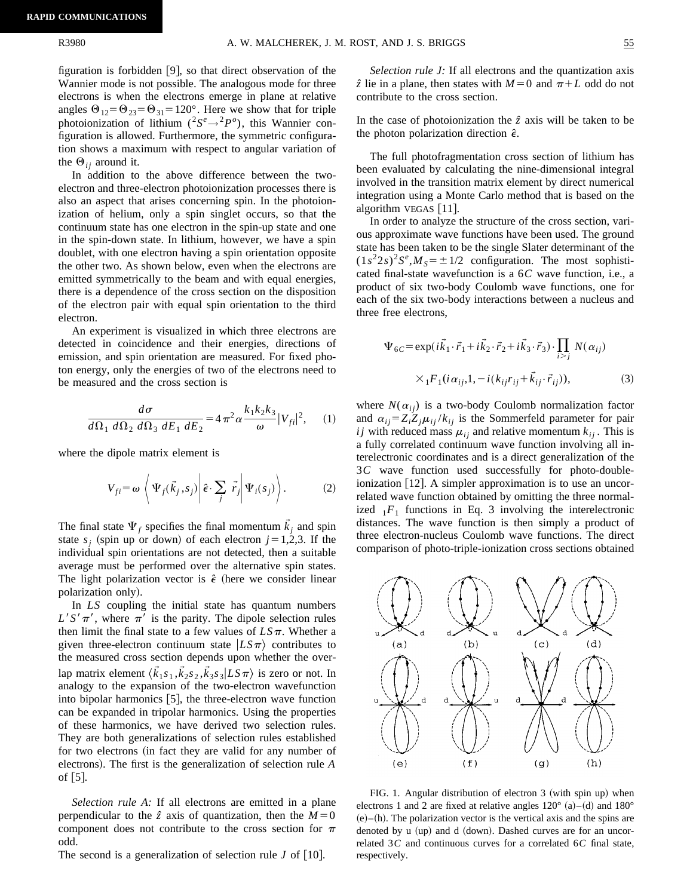figuration is forbidden [9], so that direct observation of the Wannier mode is not possible. The analogous mode for three electrons is when the electrons emerge in plane at relative angles $\Theta_{12}=\Theta_{23}=\Theta_{31}=120°$. Here we show that for triple photoionization of lithium ($^2S^e \rightarrow {}^2P^o$), this Wannier configuration is allowed. Furthermore, the symmetric configuration shows a maximum with respect to angular variation of the $\Theta_{ij}$ around it.

In addition to the above difference between the two-electron and three-electron photoionization processes there is also an aspect that arises concerning spin. In the photoionization of helium, only a spin singlet occurs, so that the continuum state has one electron in the spin-up state and one in the spin-down state. In lithium, however, we have a spin doublet, with one electron having a spin orientation opposite the other two. As shown below, even when the electrons are emitted symmetrically to the beam and with equal energies, there is a dependence of the cross section on the disposition of the electron pair with equal spin orientation to the third electron.

An experiment is visualized in which three electrons are detected in coincidence and their energies, directions of emission, and spin orientation are measured. For fixed photon energy, only the energies of two of the electrons need to be measured and the cross section is

$$\frac{d\sigma}{d\Omega_1\, d\Omega_2\, d\Omega_3\, dE_1\, dE_2}=4\pi^2\alpha\frac{k_1k_2k_3}{\omega}|V_{fi}|^2, \qquad (1)$$

where the dipole matrix element is

$$V_{fi}=\omega\left\langle \Psi_f(\vec{k}_j,s_j)\left|\hat{\epsilon}\cdot\sum_j \vec{r}_j\right|\Psi_i(s_j)\right\rangle. \qquad (2)$$

The final state $\Psi_f$ specifies the final momentum $\vec{k}_j$ and spin state $s_j$ (spin up or down) of each electron $j=1,2,3$. If the individual spin orientations are not detected, then a suitable average must be performed over the alternative spin states. The light polarization vector is $\hat{\epsilon}$ (here we consider linear polarization only).

In $LS$ coupling the initial state has quantum numbers $L'S'\pi'$, where $\pi'$ is the parity. The dipole selection rules then limit the final state to a few values of $LS\pi$. Whether a given three-electron continuum state $|LS\pi\rangle$ contributes to the measured cross section depends upon whether the overlap matrix element $\langle\vec{k}_1s_1,\vec{k}_2s_2,\vec{k}_3s_3|LS\pi\rangle$ is zero or not. In analogy to the expansion of the two-electron wavefunction into bipolar harmonics [5], the three-electron wave function can be expanded in tripolar harmonics. Using the properties of these harmonics, we have derived two selection rules. They are both generalizations of selection rules established for two electrons (in fact they are valid for any number of electrons). The first is the generalization of selection rule $A$ of [5].

*Selection rule A:* If all electrons are emitted in a plane perpendicular to the $\hat{z}$ axis of quantization, then the $M=0$ component does not contribute to the cross section for $\pi$ odd.

The second is a generalization of selection rule $J$ of [10].

*Selection rule J:* If all electrons and the quantization axis $\hat{z}$ lie in a plane, then states with $M=0$ and $\pi+L$ odd do not contribute to the cross section.

In the case of photoionization the $\hat{z}$ axis will be taken to be the photon polarization direction $\hat{\epsilon}$.

The full photofragmentation cross section of lithium has been evaluated by calculating the nine-dimensional integral involved in the transition matrix element by direct numerical integration using a Monte Carlo method that is based on the algorithm VEGAS [11].

In order to analyze the structure of the cross section, various approximate wave functions have been used. The ground state has been taken to be the single Slater determinant of the $(1s^22s)^2S^e, M_S=\pm 1/2$ configuration. The most sophisticated final-state wavefunction is a $6C$ wave function, i.e., a product of six two-body Coulomb wave functions, one for each of the six two-body interactions between a nucleus and three free electrons,

$$\Psi_{6C}=\exp(i\vec{k}_1\cdot\vec{r}_1+i\vec{k}_2\cdot\vec{r}_2+i\vec{k}_3\cdot\vec{r}_3)\cdot\prod_{i>j}N(\alpha_{ij})$$
$$\times{}_1F_1(i\alpha_{ij},1,-i(k_{ij}r_{ij}+\vec{k}_{ij}\cdot\vec{r}_{ij})), \qquad (3)$$

where $N(\alpha_{ij})$ is a two-body Coulomb normalization factor and $\alpha_{ij}=Z_iZ_j\mu_{ij}/k_{ij}$ is the Sommerfeld parameter for pair $ij$ with reduced mass $\mu_{ij}$ and relative momentum $k_{ij}$. This is a fully correlated continuum wave function involving all interelectronic coordinates and is a direct generalization of the $3C$ wave function used successfully for photo-double-ionization [12]. A simpler approximation is to use an uncorrelated wave function obtained by omitting the three normalized ${}_1F_1$ functions in Eq. 3 involving the interelectronic distances. The wave function is then simply a product of three electron-nucleus Coulomb wave functions. The direct comparison of photo-triple-ionization cross sections obtained

FIG. 1. Angular distribution of electron 3 (with spin up) when electrons 1 and 2 are fixed at relative angles 120° (a)–(d) and 180° (e)–(h). The polarization vector is the vertical axis and the spins are denoted by u (up) and d (down). Dashed curves are for an uncorrelated $3C$ and continuous curves for a correlated $6C$ final state, respectively.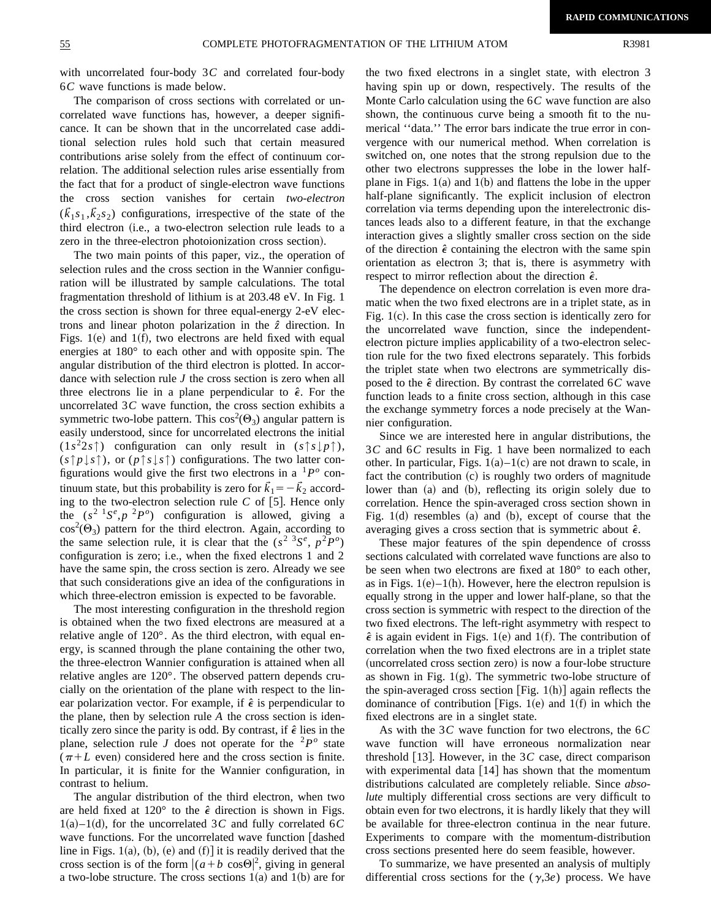with uncorrelated four-body 3$C$ and correlated four-body 6$C$ wave functions is made below.

The comparison of cross sections with correlated or uncorrelated wave functions has, however, a deeper significance. It can be shown that in the uncorrelated case additional selection rules hold such that certain measured contributions arise solely from the effect of continuum correlation. The additional selection rules arise essentially from the fact that for a product of single-electron wave functions the cross section vanishes for certain *two-electron* $(\vec{k}_1 s_1, \vec{k}_2 s_2)$ configurations, irrespective of the state of the third electron (i.e., a two-electron selection rule leads to a zero in the three-electron photoionization cross section).

The two main points of this paper, viz., the operation of selection rules and the cross section in the Wannier configuration will be illustrated by sample calculations. The total fragmentation threshold of lithium is at 203.48 eV. In Fig. 1 the cross section is shown for three equal-energy 2-eV electrons and linear photon polarization in the $\hat{z}$ direction. In Figs. 1(e) and 1(f), two electrons are held fixed with equal energies at 180° to each other and with opposite spin. The angular distribution of the third electron is plotted. In accordance with selection rule $J$ the cross section is zero when all three electrons lie in a plane perpendicular to $\hat{\epsilon}$. For the uncorrelated 3$C$ wave function, the cross section exhibits a symmetric two-lobe pattern. This $\cos^2(\Theta_3)$ angular pattern is easily understood, since for uncorrelated electrons the initial $(1s^2 2s\uparrow)$ configuration can only result in $(s\uparrow s\downarrow p\uparrow)$, $(s\uparrow p\downarrow s\uparrow)$, or $(p\uparrow s\downarrow s\uparrow)$ configurations. The two latter configurations would give the first two electrons in a ${}^1P^o$ continuum state, but this probability is zero for $\vec{k}_1 = -\vec{k}_2$ according to the two-electron selection rule $C$ of [5]. Hence only the $(s^2\ {}^1S^e, p\ {}^2P^o)$ configuration is allowed, giving a $\cos^2(\Theta_3)$ pattern for the third electron. Again, according to the same selection rule, it is clear that the $(s^2\ {}^3S^e,\ p^2 P^o)$ configuration is zero; i.e., when the fixed electrons 1 and 2 have the same spin, the cross section is zero. Already we see that such considerations give an idea of the configurations in which three-electron emission is expected to be favorable.

The most interesting configuration in the threshold region is obtained when the two fixed electrons are measured at a relative angle of 120°. As the third electron, with equal energy, is scanned through the plane containing the other two, the three-electron Wannier configuration is attained when all relative angles are 120°. The observed pattern depends crucially on the orientation of the plane with respect to the linear polarization vector. For example, if $\hat{\epsilon}$ is perpendicular to the plane, then by selection rule $A$ the cross section is identically zero since the parity is odd. By contrast, if $\hat{\epsilon}$ lies in the plane, selection rule $J$ does not operate for the ${}^2P^o$ state ($\pi + L$ even) considered here and the cross section is finite. In particular, it is finite for the Wannier configuration, in contrast to helium.

The angular distribution of the third electron, when two are held fixed at 120° to the $\hat{\epsilon}$ direction is shown in Figs. 1(a)–1(d), for the uncorrelated 3$C$ and fully correlated 6$C$ wave functions. For the uncorrelated wave function [dashed line in Figs. 1(a), (b), (e) and (f)] it is readily derived that the cross section is of the form $|(a + b\ \cos\Theta|^2$, giving in general a two-lobe structure. The cross sections 1(a) and 1(b) are for the two fixed electrons in a singlet state, with electron 3 having spin up or down, respectively. The results of the Monte Carlo calculation using the 6$C$ wave function are also shown, the continuous curve being a smooth fit to the numerical "data." The error bars indicate the true error in convergence with our numerical method. When correlation is switched on, one notes that the strong repulsion due to the other two electrons suppresses the lobe in the lower half-plane in Figs. 1(a) and 1(b) and flattens the lobe in the upper half-plane significantly. The explicit inclusion of electron correlation via terms depending upon the interelectronic distances leads also to a different feature, in that the exchange interaction gives a slightly smaller cross section on the side of the direction $\hat{\epsilon}$ containing the electron with the same spin orientation as electron 3; that is, there is asymmetry with respect to mirror reflection about the direction $\hat{\epsilon}$.

The dependence on electron correlation is even more dramatic when the two fixed electrons are in a triplet state, as in Fig. 1(c). In this case the cross section is identically zero for the uncorrelated wave function, since the independent-electron picture implies applicability of a two-electron selection rule for the two fixed electrons separately. This forbids the triplet state when two electrons are symmetrically disposed to the $\hat{\epsilon}$ direction. By contrast the correlated 6$C$ wave function leads to a finite cross section, although in this case the exchange symmetry forces a node precisely at the Wannier configuration.

Since we are interested here in angular distributions, the 3$C$ and 6$C$ results in Fig. 1 have been normalized to each other. In particular, Figs. 1(a)–1(c) are not drawn to scale, in fact the contribution (c) is roughly two orders of magnitude lower than (a) and (b), reflecting its origin solely due to correlation. Hence the spin-averaged cross section shown in Fig. 1(d) resembles (a) and (b), except of course that the averaging gives a cross section that is symmetric about $\hat{\epsilon}$.

These major features of the spin dependence of crosss sections calculated with correlated wave functions are also to be seen when two electrons are fixed at 180° to each other, as in Figs. 1(e)–1(h). However, here the electron repulsion is equally strong in the upper and lower half-plane, so that the cross section is symmetric with respect to the direction of the two fixed electrons. The left-right asymmetry with respect to $\hat{\epsilon}$ is again evident in Figs. 1(e) and 1(f). The contribution of correlation when the two fixed electrons are in a triplet state (uncorrelated cross section zero) is now a four-lobe structure as shown in Fig. 1(g). The symmetric two-lobe structure of the spin-averaged cross section [Fig. 1(h)] again reflects the dominance of contribution [Figs. 1(e) and 1(f) in which the fixed electrons are in a singlet state.

As with the 3$C$ wave function for two electrons, the 6$C$ wave function will have erroneous normalization near threshold [13]. However, in the 3$C$ case, direct comparison with experimental data [14] has shown that the momentum distributions calculated are completely reliable. Since *absolute* multiply differential cross sections are very difficult to obtain even for two electrons, it is hardly likely that they will be available for three-electron continua in the near future. Experiments to compare with the momentum-distribution cross sections presented here do seem feasible, however.

To summarize, we have presented an analysis of multiply differential cross sections for the $(\gamma,3e)$ process. We have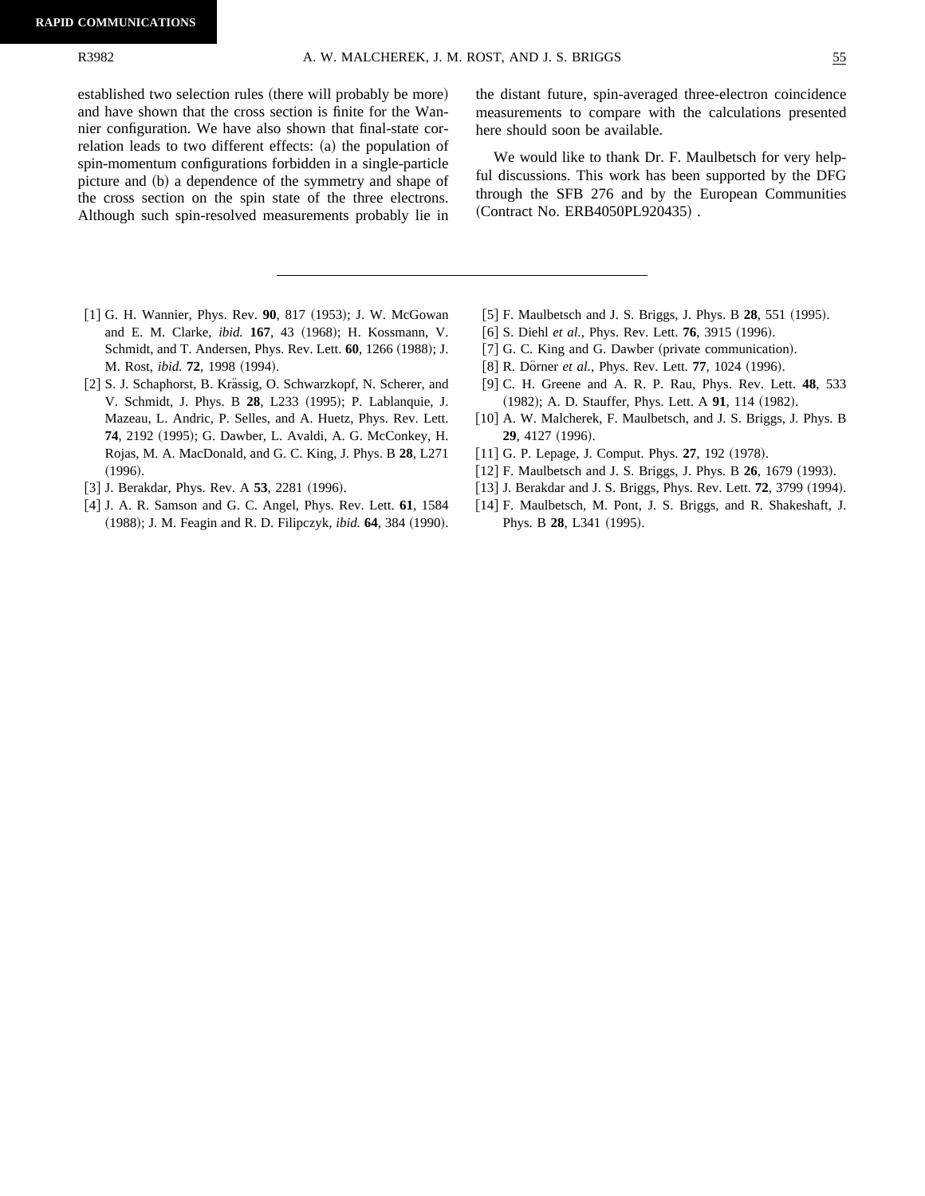established two selection rules (there will probably be more) and have shown that the cross section is finite for the Wannier configuration. We have also shown that final-state correlation leads to two different effects: (a) the population of spin-momentum configurations forbidden in a single-particle picture and (b) a dependence of the symmetry and shape of the cross section on the spin state of the three electrons. Although such spin-resolved measurements probably lie in the distant future, spin-averaged three-electron coincidence measurements to compare with the calculations presented here should soon be available.

We would like to thank Dr. F. Maulbetsch for very helpful discussions. This work has been supported by the DFG through the SFB 276 and by the European Communities (Contract No. ERB4050PL920435) .

---

[1] G. H. Wannier, Phys. Rev. **90**, 817 (1953); J. W. McGowan and E. M. Clarke, *ibid.* **167**, 43 (1968); H. Kossmann, V. Schmidt, and T. Andersen, Phys. Rev. Lett. **60**, 1266 (1988); J. M. Rost, *ibid.* **72**, 1998 (1994).

[2] S. J. Schaphorst, B. Krässig, O. Schwarzkopf, N. Scherer, and V. Schmidt, J. Phys. B **28**, L233 (1995); P. Lablanquie, J. Mazeau, L. Andric, P. Selles, and A. Huetz, Phys. Rev. Lett. **74**, 2192 (1995); G. Dawber, L. Avaldi, A. G. McConkey, H. Rojas, M. A. MacDonald, and G. C. King, J. Phys. B **28**, L271 (1996).

[3] J. Berakdar, Phys. Rev. A **53**, 2281 (1996).

[4] J. A. R. Samson and G. C. Angel, Phys. Rev. Lett. **61**, 1584 (1988); J. M. Feagin and R. D. Filipczyk, *ibid.* **64**, 384 (1990).

[5] F. Maulbetsch and J. S. Briggs, J. Phys. B **28**, 551 (1995).

[6] S. Diehl *et al.*, Phys. Rev. Lett. **76**, 3915 (1996).

[7] G. C. King and G. Dawber (private communication).

[8] R. Dörner *et al.*, Phys. Rev. Lett. **77**, 1024 (1996).

[9] C. H. Greene and A. R. P. Rau, Phys. Rev. Lett. **48**, 533 (1982); A. D. Stauffer, Phys. Lett. A **91**, 114 (1982).

[10] A. W. Malcherek, F. Maulbetsch, and J. S. Briggs, J. Phys. B **29**, 4127 (1996).

[11] G. P. Lepage, J. Comput. Phys. **27**, 192 (1978).

[12] F. Maulbetsch and J. S. Briggs, J. Phys. B **26**, 1679 (1993).

[13] J. Berakdar and J. S. Briggs, Phys. Rev. Lett. **72**, 3799 (1994).

[14] F. Maulbetsch, M. Pont, J. S. Briggs, and R. Shakeshaft, J. Phys. B **28**, L341 (1995).